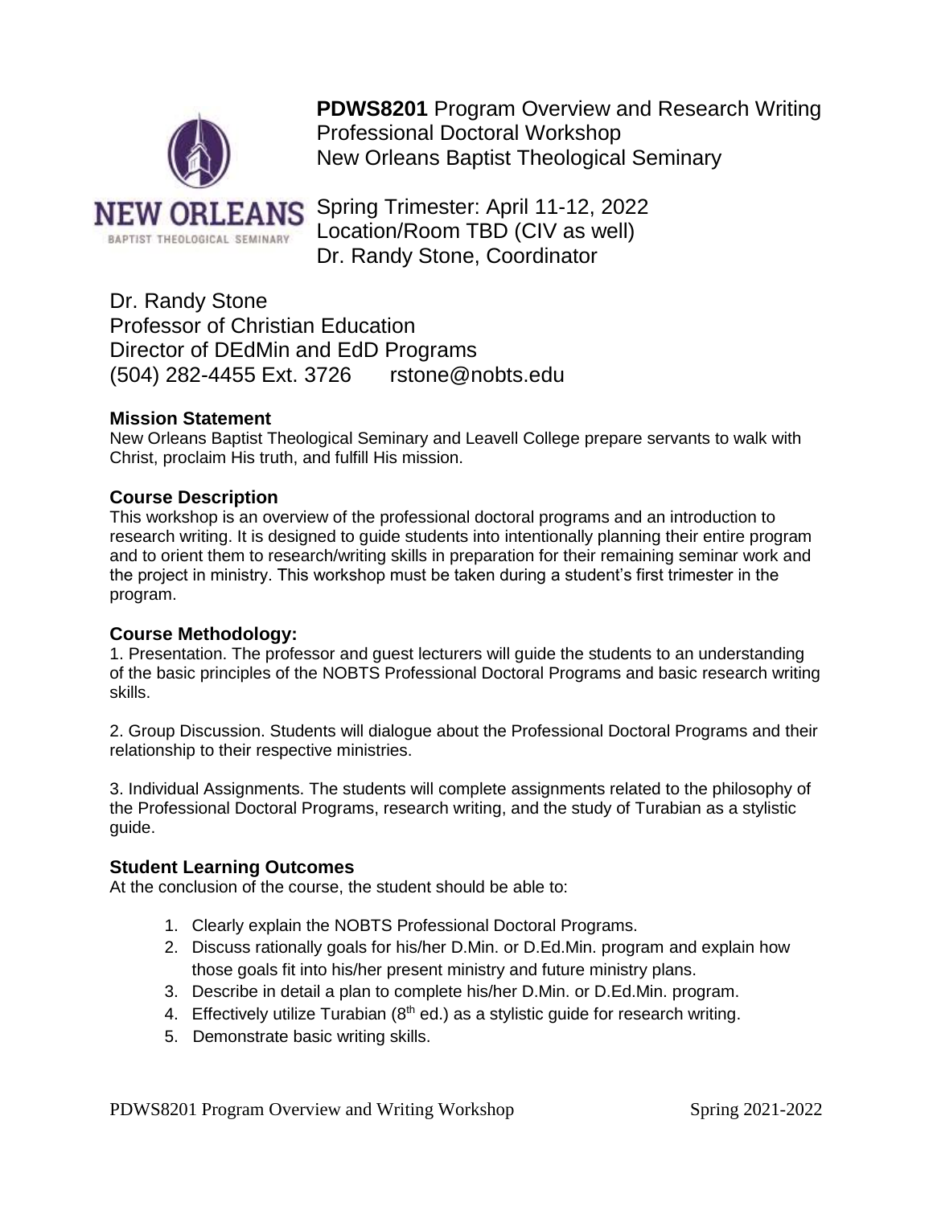**PDWS8201** Program Overview and Research Writing
Professional Doctoral Workshop
New Orleans Baptist Theological Seminary

Spring Trimester: April 11-12, 2022
Location/Room TBD (CIV as well)
Dr. Randy Stone, Coordinator

Dr. Randy Stone
Professor of Christian Education
Director of DEdMin and EdD Programs
(504) 282-4455 Ext. 3726 rstone@nobts.edu

### Mission Statement

New Orleans Baptist Theological Seminary and Leavell College prepare servants to walk with Christ, proclaim His truth, and fulfill His mission.

### Course Description

This workshop is an overview of the professional doctoral programs and an introduction to research writing. It is designed to guide students into intentionally planning their entire program and to orient them to research/writing skills in preparation for their remaining seminar work and the project in ministry. This workshop must be taken during a student's first trimester in the program.

### Course Methodology:

1. Presentation. The professor and guest lecturers will guide the students to an understanding of the basic principles of the NOBTS Professional Doctoral Programs and basic research writing skills.

2. Group Discussion. Students will dialogue about the Professional Doctoral Programs and their relationship to their respective ministries.

3. Individual Assignments. The students will complete assignments related to the philosophy of the Professional Doctoral Programs, research writing, and the study of Turabian as a stylistic guide.

### Student Learning Outcomes

At the conclusion of the course, the student should be able to:

1. Clearly explain the NOBTS Professional Doctoral Programs.
2. Discuss rationally goals for his/her D.Min. or D.Ed.Min. program and explain how those goals fit into his/her present ministry and future ministry plans.
3. Describe in detail a plan to complete his/her D.Min. or D.Ed.Min. program.
4. Effectively utilize Turabian (8th ed.) as a stylistic guide for research writing.
5. Demonstrate basic writing skills.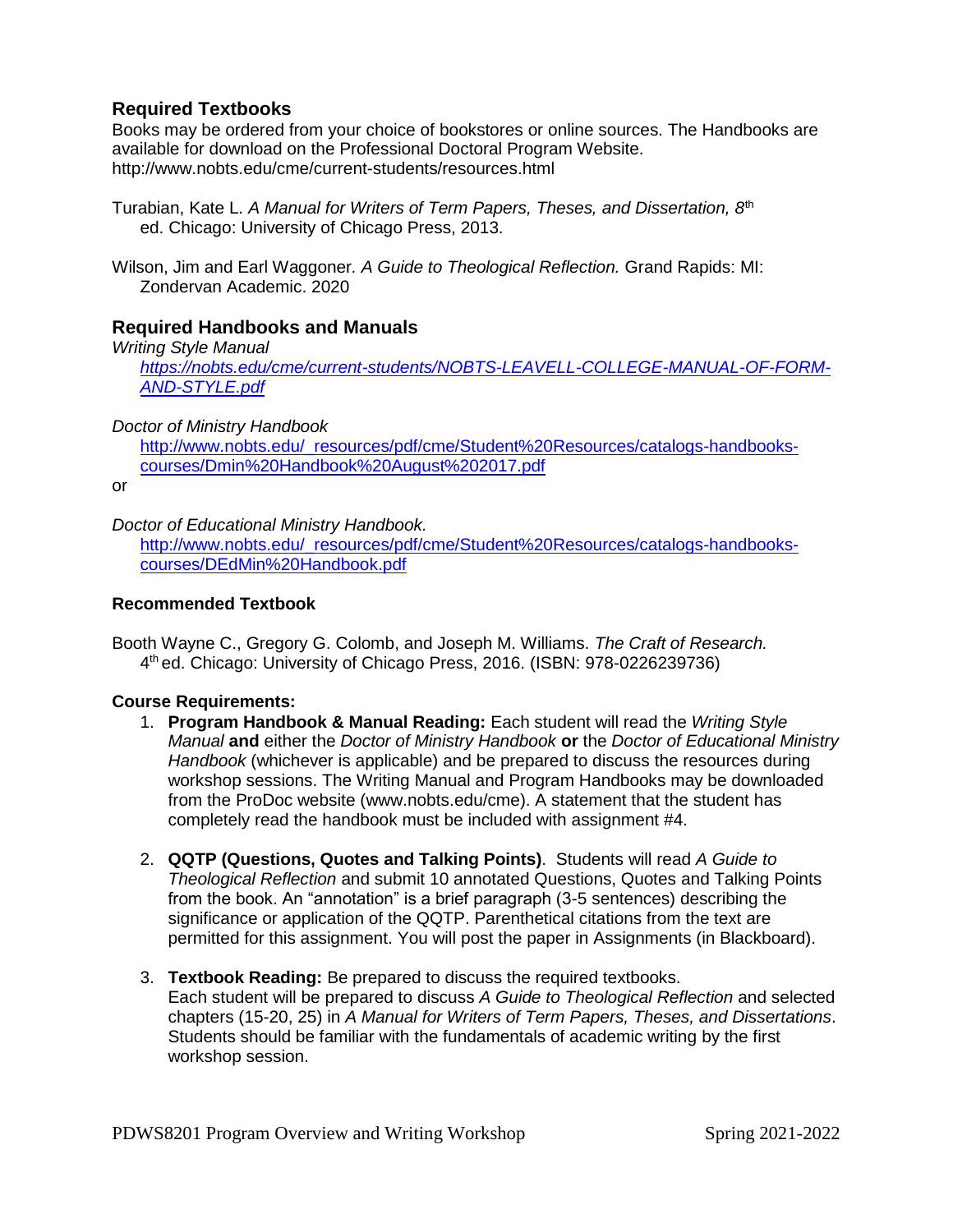## Required Textbooks

Books may be ordered from your choice of bookstores or online sources. The Handbooks are available for download on the Professional Doctoral Program Website. http://www.nobts.edu/cme/current-students/resources.html

Turabian, Kate L. *A Manual for Writers of Term Papers, Theses, and Dissertation, 8th* ed. Chicago: University of Chicago Press, 2013.

Wilson, Jim and Earl Waggoner*. A Guide to Theological Reflection.* Grand Rapids: MI: Zondervan Academic. 2020

## Required Handbooks and Manuals

*Writing Style Manual*

*[https://nobts.edu/cme/current-students/NOBTS-LEAVELL-COLLEGE-MANUAL-OF-FORM-AND-STYLE.pdf](https://nobts.edu/cme/current-students/NOBTS-LEAVELL-COLLEGE-MANUAL-OF-FORM-AND-STYLE.pdf)*

*Doctor of Ministry Handbook*

[http://www.nobts.edu/_resources/pdf/cme/Student%20Resources/catalogs-handbooks-courses/Dmin%20Handbook%20August%202017.pdf](http://www.nobts.edu/_resources/pdf/cme/Student%20Resources/catalogs-handbooks-courses/Dmin%20Handbook%20August%202017.pdf)

or

*Doctor of Educational Ministry Handbook.*

[http://www.nobts.edu/_resources/pdf/cme/Student%20Resources/catalogs-handbooks-courses/DEdMin%20Handbook.pdf](http://www.nobts.edu/_resources/pdf/cme/Student%20Resources/catalogs-handbooks-courses/DEdMin%20Handbook.pdf)

### Recommended Textbook

Booth Wayne C., Gregory G. Colomb, and Joseph M. Williams. *The Craft of Research.* 4th ed. Chicago: University of Chicago Press, 2016. (ISBN: 978-0226239736)

### Course Requirements:

1. **Program Handbook & Manual Reading:** Each student will read the *Writing Style Manual* **and** either the *Doctor of Ministry Handbook* **or** the *Doctor of Educational Ministry Handbook* (whichever is applicable) and be prepared to discuss the resources during workshop sessions. The Writing Manual and Program Handbooks may be downloaded from the ProDoc website (www.nobts.edu/cme). A statement that the student has completely read the handbook must be included with assignment #4.

2. **QQTP (Questions, Quotes and Talking Points)**. Students will read *A Guide to Theological Reflection* and submit 10 annotated Questions, Quotes and Talking Points from the book. An "annotation" is a brief paragraph (3-5 sentences) describing the significance or application of the QQTP. Parenthetical citations from the text are permitted for this assignment. You will post the paper in Assignments (in Blackboard).

3. **Textbook Reading:** Be prepared to discuss the required textbooks. Each student will be prepared to discuss *A Guide to Theological Reflection* and selected chapters (15-20, 25) in *A Manual for Writers of Term Papers, Theses, and Dissertations*. Students should be familiar with the fundamentals of academic writing by the first workshop session.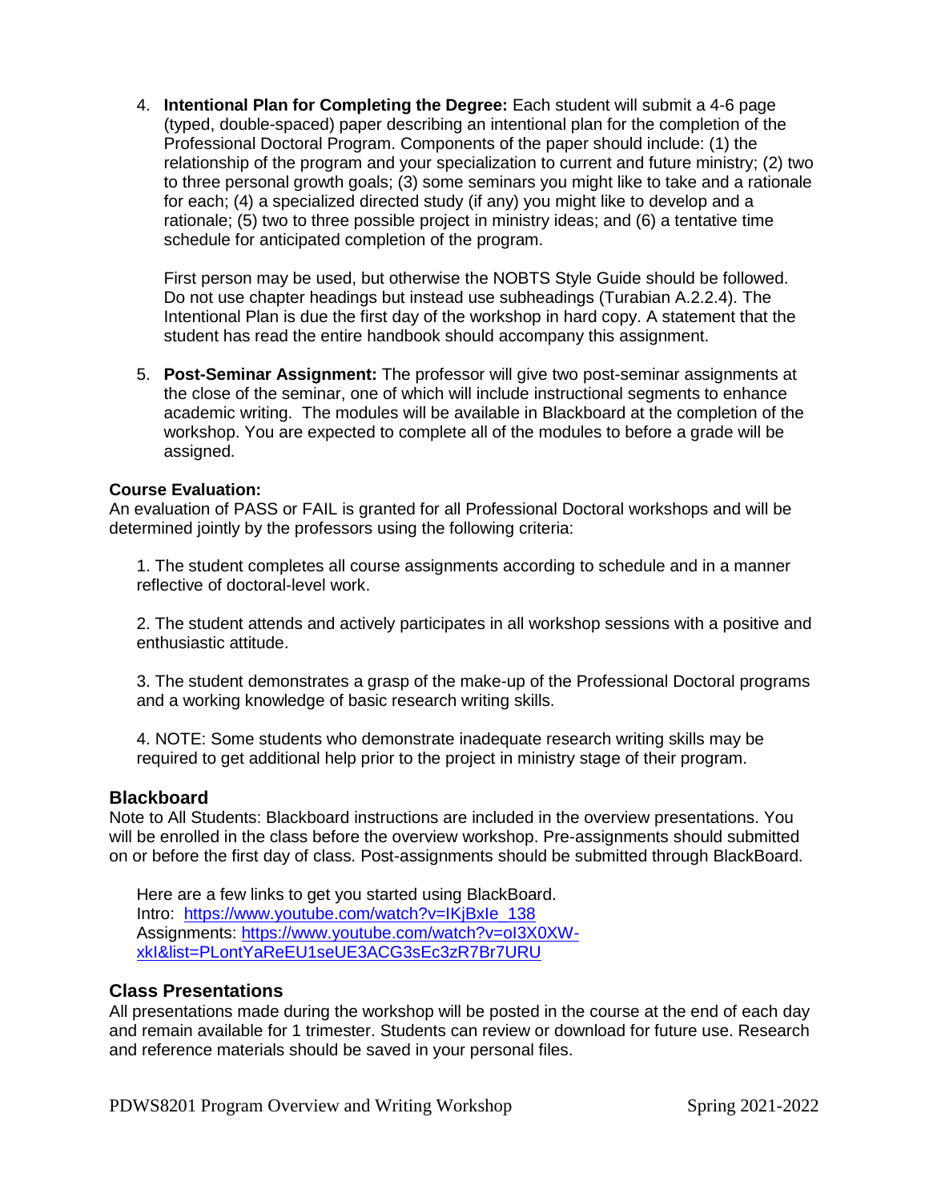4. **Intentional Plan for Completing the Degree:** Each student will submit a 4-6 page (typed, double-spaced) paper describing an intentional plan for the completion of the Professional Doctoral Program. Components of the paper should include: (1) the relationship of the program and your specialization to current and future ministry; (2) two to three personal growth goals; (3) some seminars you might like to take and a rationale for each; (4) a specialized directed study (if any) you might like to develop and a rationale; (5) two to three possible project in ministry ideas; and (6) a tentative time schedule for anticipated completion of the program.

   First person may be used, but otherwise the NOBTS Style Guide should be followed. Do not use chapter headings but instead use subheadings (Turabian A.2.2.4). The Intentional Plan is due the first day of the workshop in hard copy. A statement that the student has read the entire handbook should accompany this assignment.

5. **Post-Seminar Assignment:** The professor will give two post-seminar assignments at the close of the seminar, one of which will include instructional segments to enhance academic writing. The modules will be available in Blackboard at the completion of the workshop. You are expected to complete all of the modules to before a grade will be assigned.

**Course Evaluation:**
An evaluation of PASS or FAIL is granted for all Professional Doctoral workshops and will be determined jointly by the professors using the following criteria:

1. The student completes all course assignments according to schedule and in a manner reflective of doctoral-level work.

2. The student attends and actively participates in all workshop sessions with a positive and enthusiastic attitude.

3. The student demonstrates a grasp of the make-up of the Professional Doctoral programs and a working knowledge of basic research writing skills.

4. NOTE: Some students who demonstrate inadequate research writing skills may be required to get additional help prior to the project in ministry stage of their program.

## Blackboard

Note to All Students: Blackboard instructions are included in the overview presentations. You will be enrolled in the class before the overview workshop. Pre-assignments should submitted on or before the first day of class. Post-assignments should be submitted through BlackBoard.

Here are a few links to get you started using BlackBoard.
Intro: https://www.youtube.com/watch?v=IKjBxIe_138
Assignments: https://www.youtube.com/watch?v=oI3X0XW-xkI&list=PLontYaReEU1seUE3ACG3sEc3zR7Br7URU

## Class Presentations

All presentations made during the workshop will be posted in the course at the end of each day and remain available for 1 trimester. Students can review or download for future use. Research and reference materials should be saved in your personal files.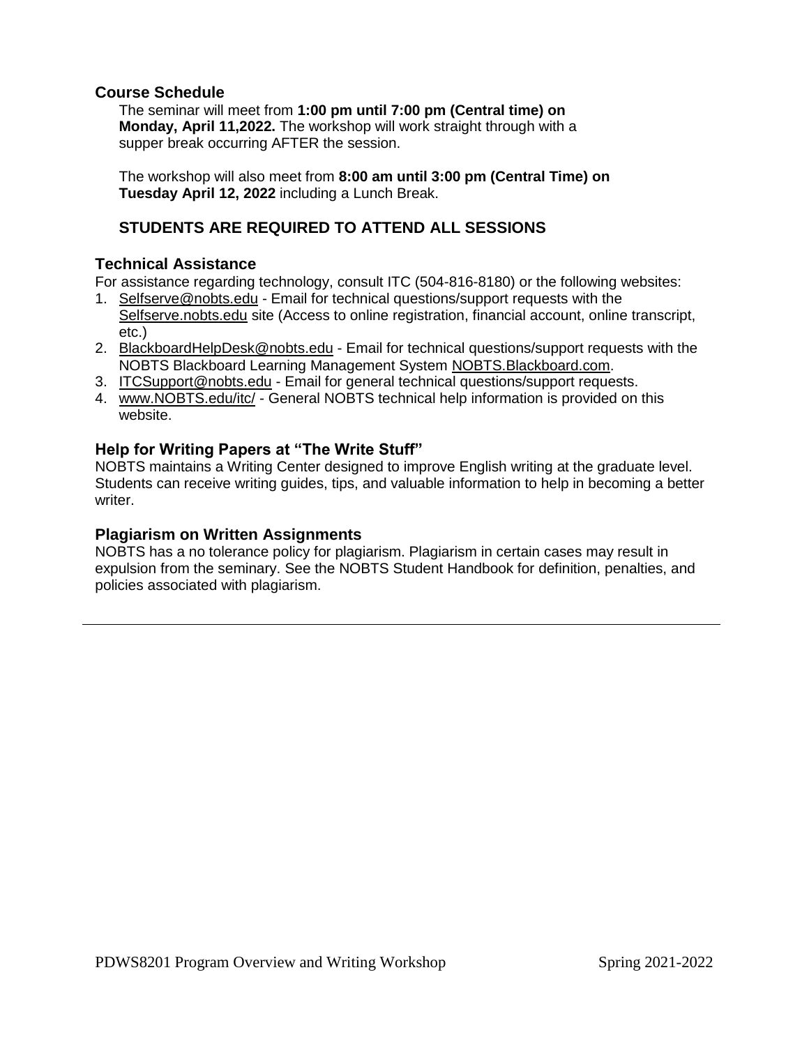### Course Schedule

The seminar will meet from **1:00 pm until 7:00 pm (Central time) on Monday, April 11,2022.** The workshop will work straight through with a supper break occurring AFTER the session.

The workshop will also meet from **8:00 am until 3:00 pm (Central Time) on Tuesday April 12, 2022** including a Lunch Break.

**STUDENTS ARE REQUIRED TO ATTEND ALL SESSIONS**

### Technical Assistance

For assistance regarding technology, consult ITC (504-816-8180) or the following websites:

1. Selfserve@nobts.edu - Email for technical questions/support requests with the Selfserve.nobts.edu site (Access to online registration, financial account, online transcript, etc.)
2. BlackboardHelpDesk@nobts.edu - Email for technical questions/support requests with the NOBTS Blackboard Learning Management System NOBTS.Blackboard.com.
3. ITCSupport@nobts.edu - Email for general technical questions/support requests.
4. www.NOBTS.edu/itc/ - General NOBTS technical help information is provided on this website.

### Help for Writing Papers at "The Write Stuff"

NOBTS maintains a Writing Center designed to improve English writing at the graduate level. Students can receive writing guides, tips, and valuable information to help in becoming a better writer.

### Plagiarism on Written Assignments

NOBTS has a no tolerance policy for plagiarism. Plagiarism in certain cases may result in expulsion from the seminary. See the NOBTS Student Handbook for definition, penalties, and policies associated with plagiarism.

---